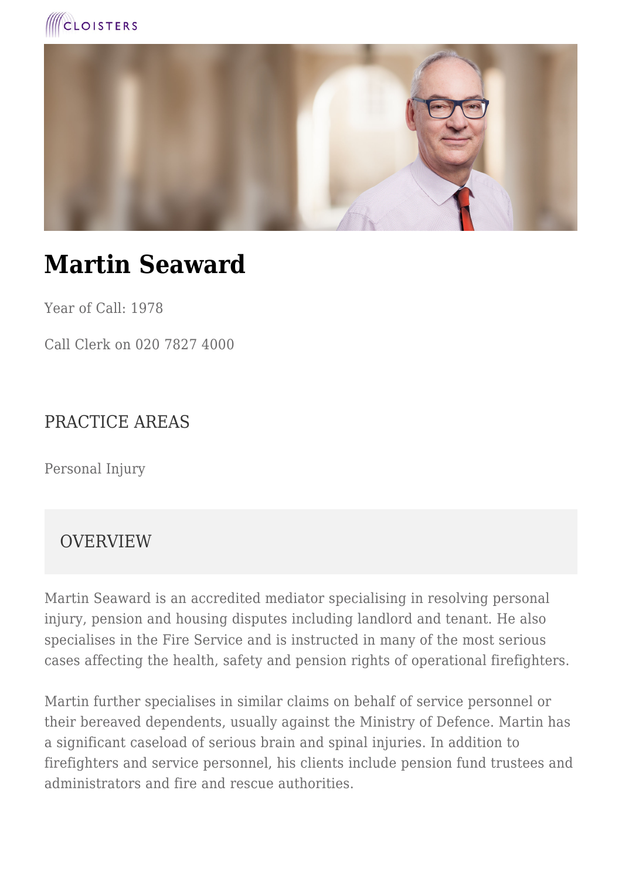# Martin Seaward

Year of Call: 1978

Call Clerk on 020 7827 4000

## PRACTICE AREAS

Personal Injury

## OVERVIEW

Martin Seaward is an accredited mediator specialising in resolving personal injury, pension and housing disputes including landlord and tenant. He also specialises in the Fire Service and is instructed in many of the most serious cases affecting the health, safety and pension rights of operational firefighters.

Martin further specialises in similar claims on behalf of service personnel or their bereaved dependents, usually against the Ministry of Defence. Martin has a significant caseload of serious brain and spinal injuries. In addition to firefighters and service personnel, his clients include pension fund trustees and administrators and fire and rescue authorities.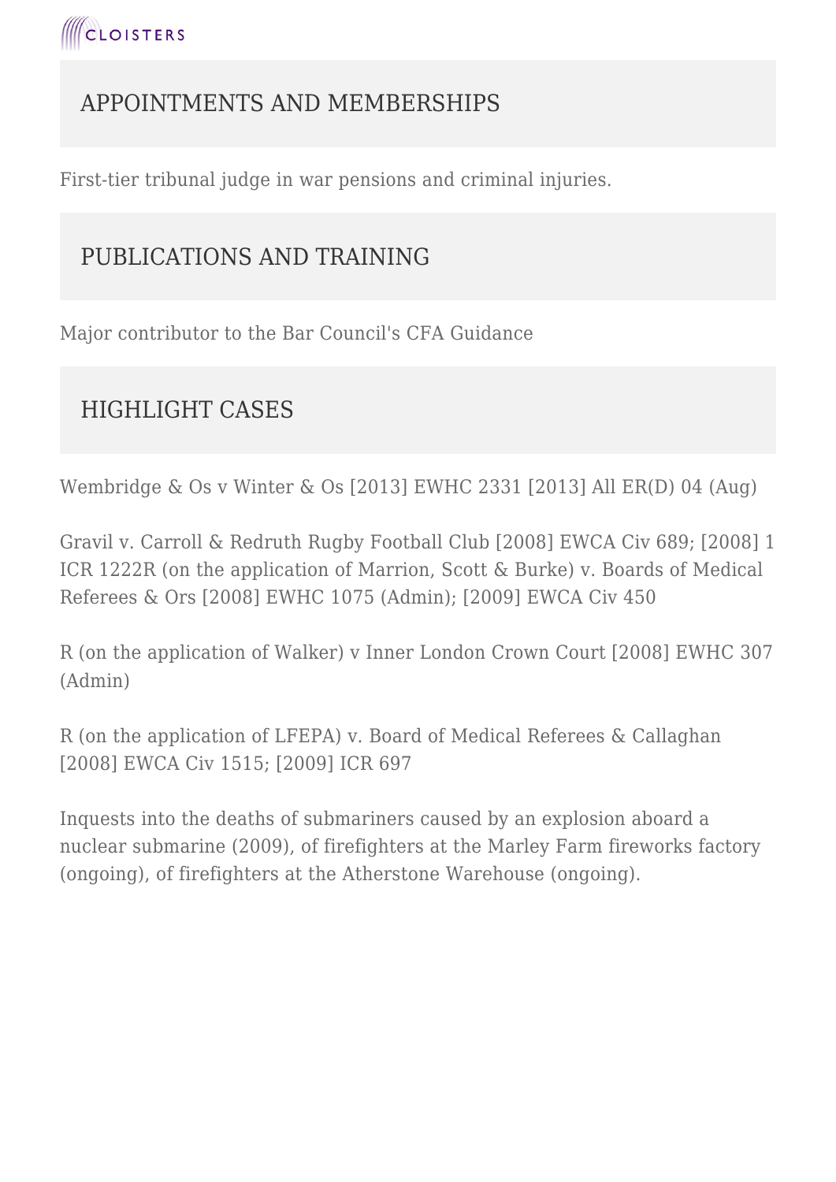## APPOINTMENTS AND MEMBERSHIPS

First-tier tribunal judge in war pensions and criminal injuries.

## PUBLICATIONS AND TRAINING

Major contributor to the Bar Council's CFA Guidance

## HIGHLIGHT CASES

Wembridge & Os v Winter & Os [2013] EWHC 2331 [2013] All ER(D) 04 (Aug)

Gravil v. Carroll & Redruth Rugby Football Club [2008] EWCA Civ 689; [2008] 1 ICR 1222R (on the application of Marrion, Scott & Burke) v. Boards of Medical Referees & Ors [2008] EWHC 1075 (Admin); [2009] EWCA Civ 450

R (on the application of Walker) v Inner London Crown Court [2008] EWHC 307 (Admin)

R (on the application of LFEPA) v. Board of Medical Referees & Callaghan [2008] EWCA Civ 1515; [2009] ICR 697

Inquests into the deaths of submariners caused by an explosion aboard a nuclear submarine (2009), of firefighters at the Marley Farm fireworks factory (ongoing), of firefighters at the Atherstone Warehouse (ongoing).